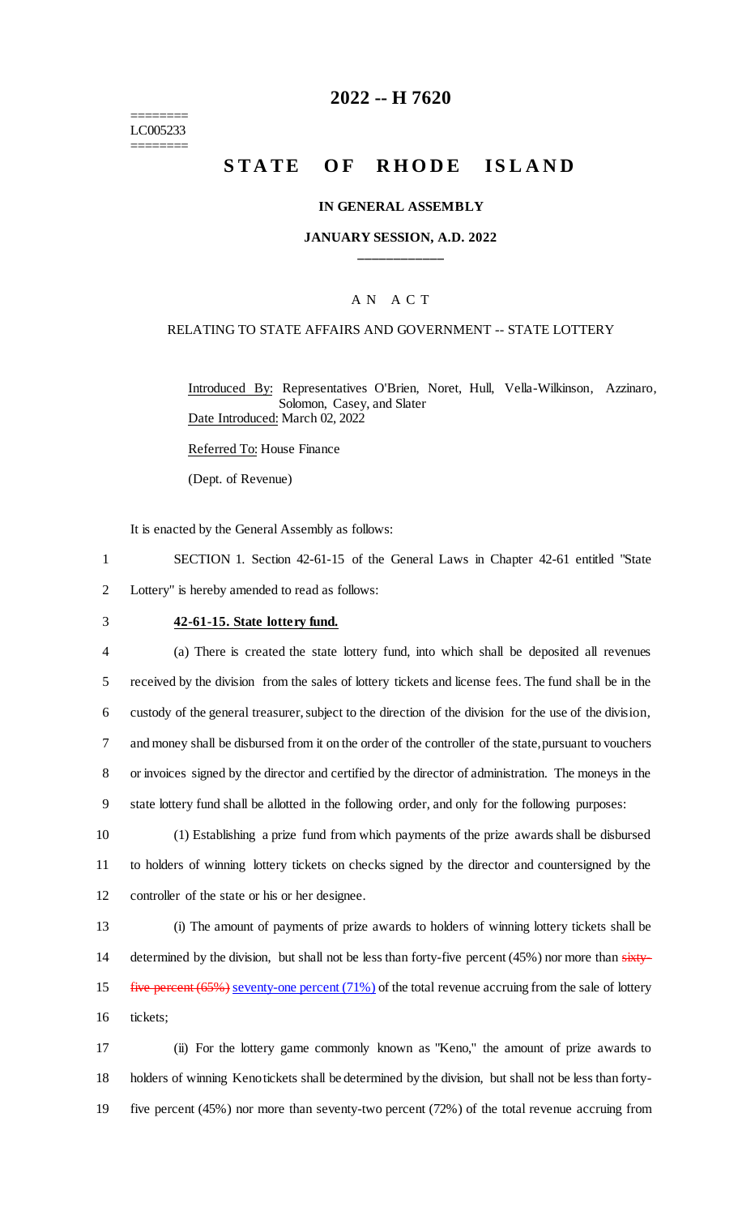========
LC005233
========

# 2022 -- H 7620

# STATE OF RHODE ISLAND

**IN GENERAL ASSEMBLY**

**JANUARY SESSION, A.D. 2022**

____________

A N A C T

RELATING TO STATE AFFAIRS AND GOVERNMENT -- STATE LOTTERY

Introduced By: Representatives O'Brien, Noret, Hull, Vella-Wilkinson, Azzinaro, Solomon, Casey, and Slater

Date Introduced: March 02, 2022

Referred To: House Finance

(Dept. of Revenue)

It is enacted by the General Assembly as follows:

SECTION 1. Section 42-61-15 of the General Laws in Chapter 42-61 entitled "State Lottery" is hereby amended to read as follows:

**42-61-15. State lottery fund.**

(a) There is created the state lottery fund, into which shall be deposited all revenues received by the division from the sales of lottery tickets and license fees. The fund shall be in the custody of the general treasurer, subject to the direction of the division for the use of the division, and money shall be disbursed from it on the order of the controller of the state, pursuant to vouchers or invoices signed by the director and certified by the director of administration. The moneys in the state lottery fund shall be allotted in the following order, and only for the following purposes:

(1) Establishing a prize fund from which payments of the prize awards shall be disbursed to holders of winning lottery tickets on checks signed by the director and countersigned by the controller of the state or his or her designee.

(i) The amount of payments of prize awards to holders of winning lottery tickets shall be determined by the division, but shall not be less than forty-five percent (45%) nor more than ~~sixty-five percent (65%)~~ seventy-one percent (71%) of the total revenue accruing from the sale of lottery tickets;

(ii) For the lottery game commonly known as "Keno," the amount of prize awards to holders of winning Keno tickets shall be determined by the division, but shall not be less than forty-five percent (45%) nor more than seventy-two percent (72%) of the total revenue accruing from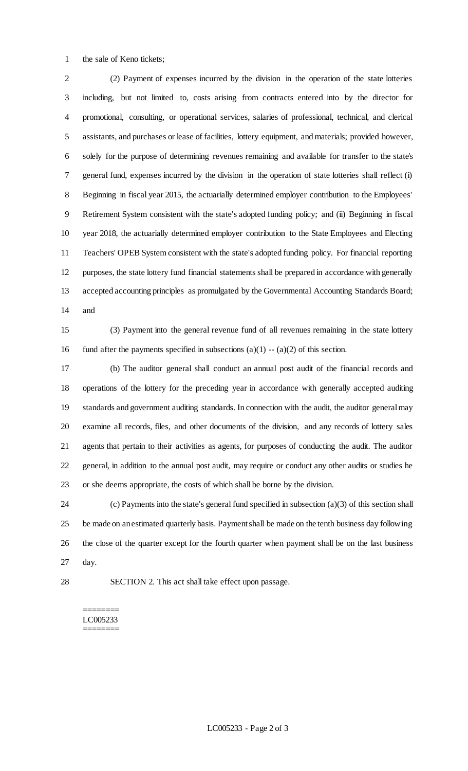the sale of Keno tickets;

(2) Payment of expenses incurred by the division in the operation of the state lotteries including, but not limited to, costs arising from contracts entered into by the director for promotional, consulting, or operational services, salaries of professional, technical, and clerical assistants, and purchases or lease of facilities, lottery equipment, and materials; provided however, solely for the purpose of determining revenues remaining and available for transfer to the state's general fund, expenses incurred by the division in the operation of state lotteries shall reflect (i) Beginning in fiscal year 2015, the actuarially determined employer contribution to the Employees' Retirement System consistent with the state's adopted funding policy; and (ii) Beginning in fiscal year 2018, the actuarially determined employer contribution to the State Employees and Electing Teachers' OPEB System consistent with the state's adopted funding policy. For financial reporting purposes, the state lottery fund financial statements shall be prepared in accordance with generally accepted accounting principles as promulgated by the Governmental Accounting Standards Board; and

(3) Payment into the general revenue fund of all revenues remaining in the state lottery fund after the payments specified in subsections (a)(1) -- (a)(2) of this section.

(b) The auditor general shall conduct an annual post audit of the financial records and operations of the lottery for the preceding year in accordance with generally accepted auditing standards and government auditing standards. In connection with the audit, the auditor general may examine all records, files, and other documents of the division, and any records of lottery sales agents that pertain to their activities as agents, for purposes of conducting the audit. The auditor general, in addition to the annual post audit, may require or conduct any other audits or studies he or she deems appropriate, the costs of which shall be borne by the division.

(c) Payments into the state's general fund specified in subsection (a)(3) of this section shall be made on an estimated quarterly basis. Payment shall be made on the tenth business day following the close of the quarter except for the fourth quarter when payment shall be on the last business day.

SECTION 2. This act shall take effect upon passage.

========
LC005233
========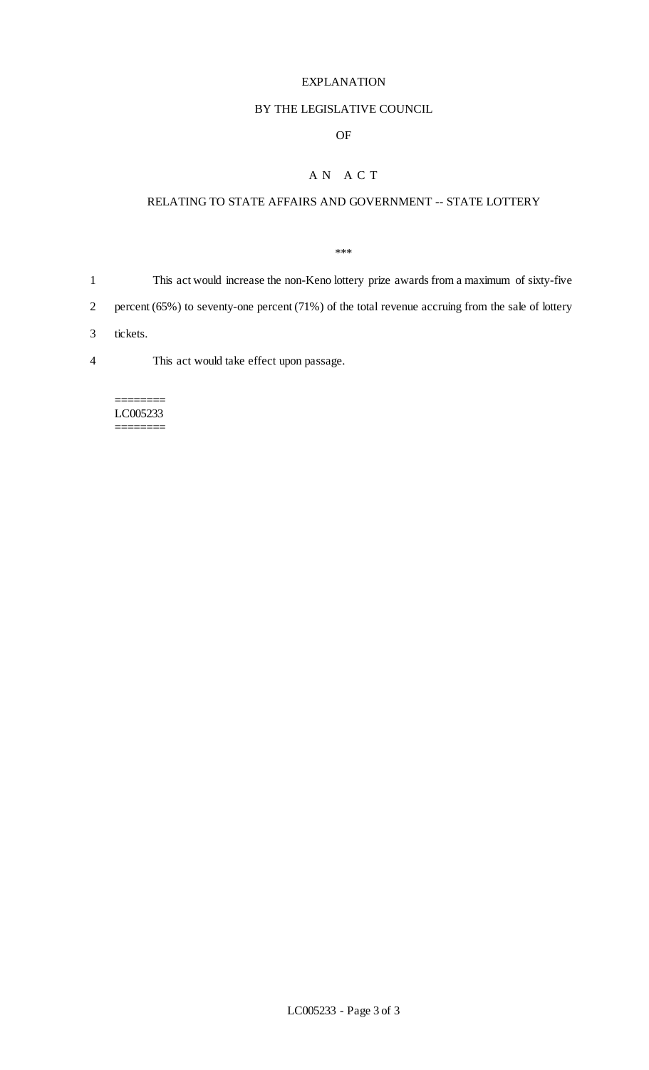EXPLANATION

BY THE LEGISLATIVE COUNCIL

OF

# A N A C T

RELATING TO STATE AFFAIRS AND GOVERNMENT -- STATE LOTTERY

\*\*\*

This act would increase the non-Keno lottery prize awards from a maximum of sixty-five percent (65%) to seventy-one percent (71%) of the total revenue accruing from the sale of lottery tickets.

This act would take effect upon passage.

========
LC005233
========